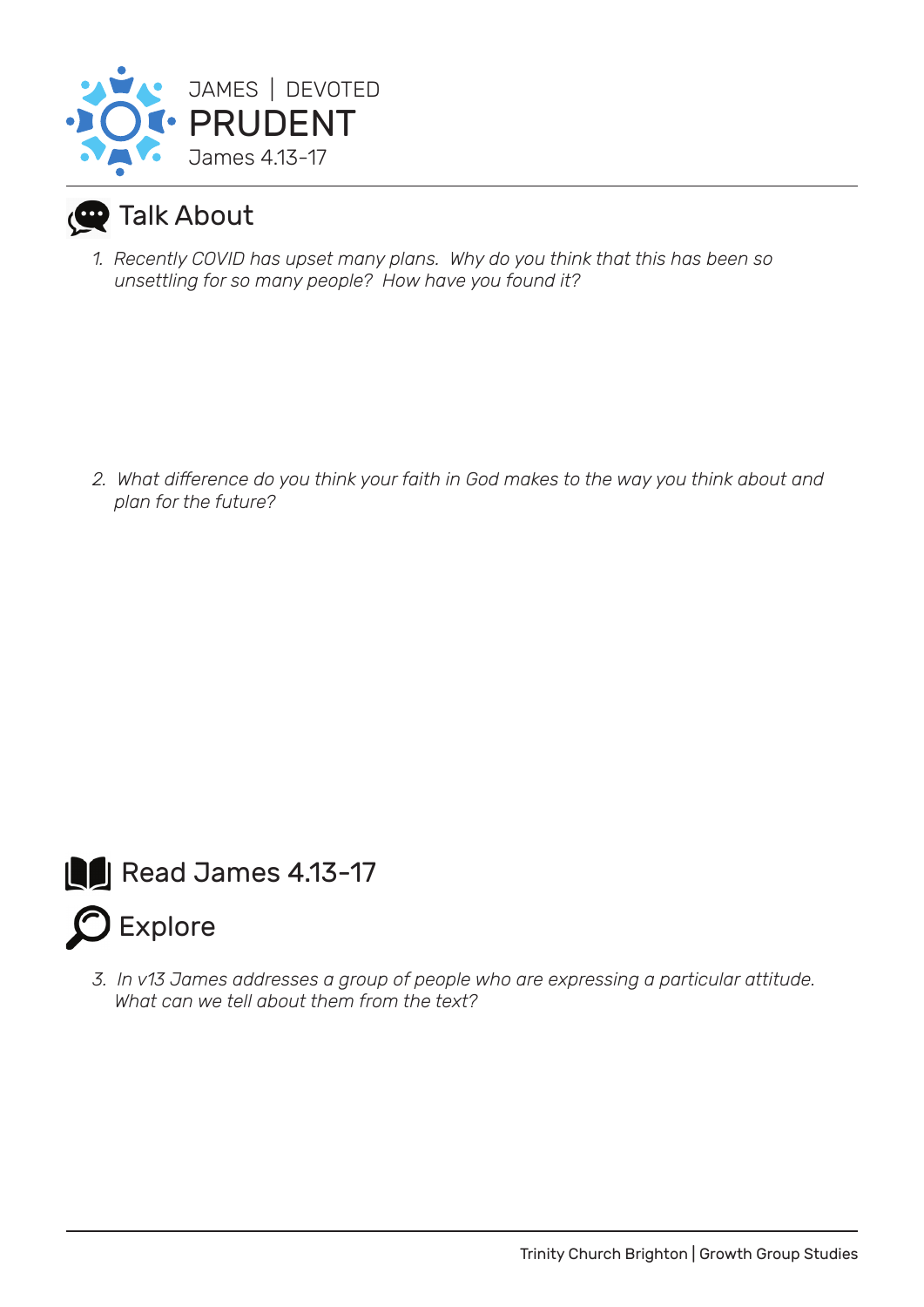JAMES | DEVOTED

# PRUDENT

James 4.13-17

## Talk About

1. *Recently COVID has upset many plans. Why do you think that this has been so unsettling for so many people? How have you found it?*

2. *What difference do you think your faith in God makes to the way you think about and plan for the future?*

## Read James 4.13-17

## Explore

3. *In v13 James addresses a group of people who are expressing a particular attitude. What can we tell about them from the text?*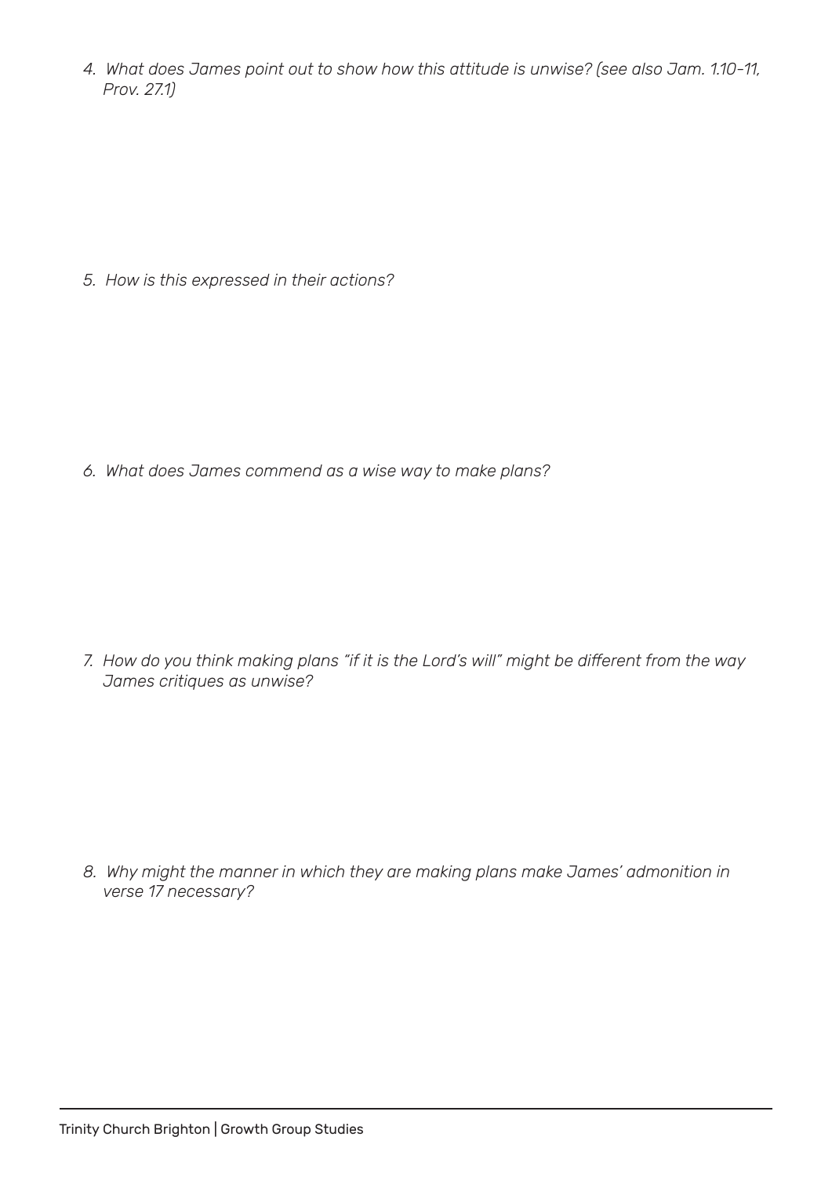4. *What does James point out to show how this attitude is unwise? (see also Jam. 1.10-11, Prov. 27.1)*

5. *How is this expressed in their actions?*

6. *What does James commend as a wise way to make plans?*

7. *How do you think making plans "if it is the Lord's will" might be different from the way James critiques as unwise?*

8. *Why might the manner in which they are making plans make James' admonition in verse 17 necessary?*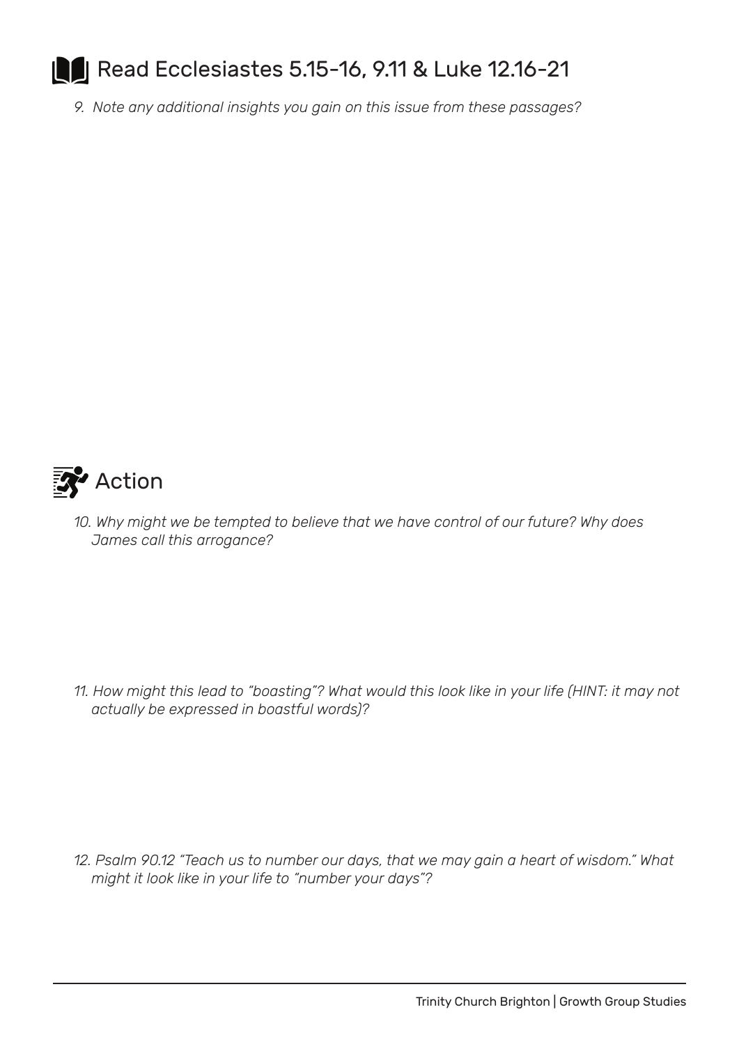## Read Ecclesiastes 5.15-16, 9.11 & Luke 12.16-21

*9. Note any additional insights you gain on this issue from these passages?*

## Action

*10. Why might we be tempted to believe that we have control of our future? Why does James call this arrogance?*

*11. How might this lead to "boasting"? What would this look like in your life (HINT: it may not actually be expressed in boastful words)?*

*12. Psalm 90.12 "Teach us to number our days, that we may gain a heart of wisdom." What might it look like in your life to "number your days"?*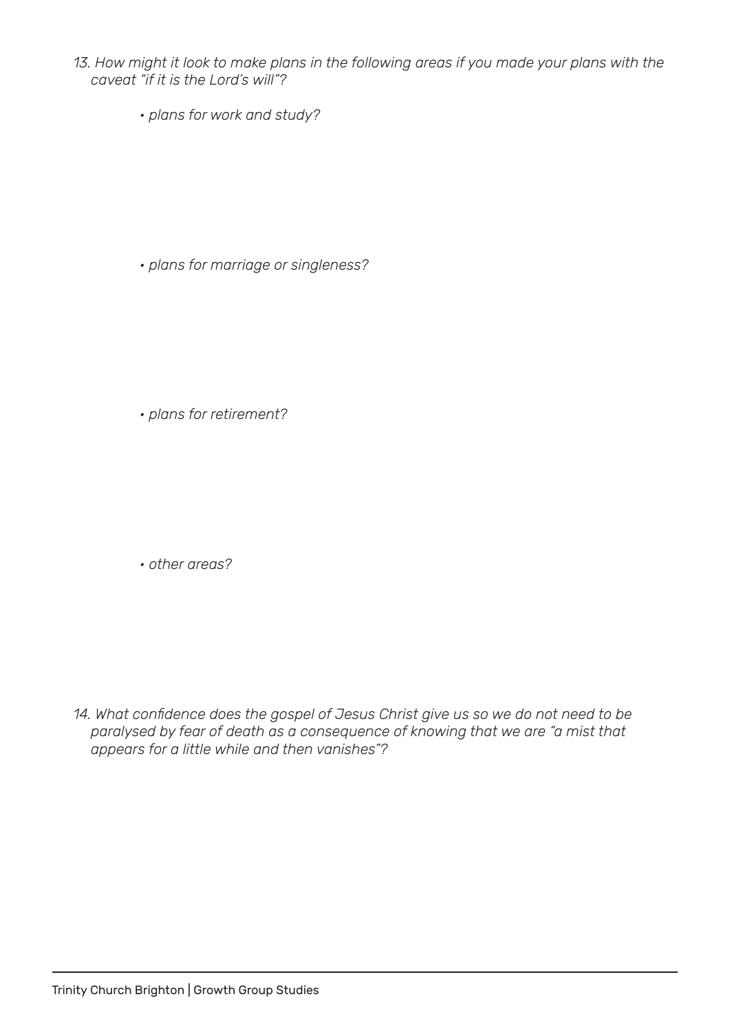*13. How might it look to make plans in the following areas if you made your plans with the caveat "if it is the Lord's will"?*

- *plans for work and study?*

- *plans for marriage or singleness?*

- *plans for retirement?*

- *other areas?*

*14. What confidence does the gospel of Jesus Christ give us so we do not need to be paralysed by fear of death as a consequence of knowing that we are "a mist that appears for a little while and then vanishes"?*